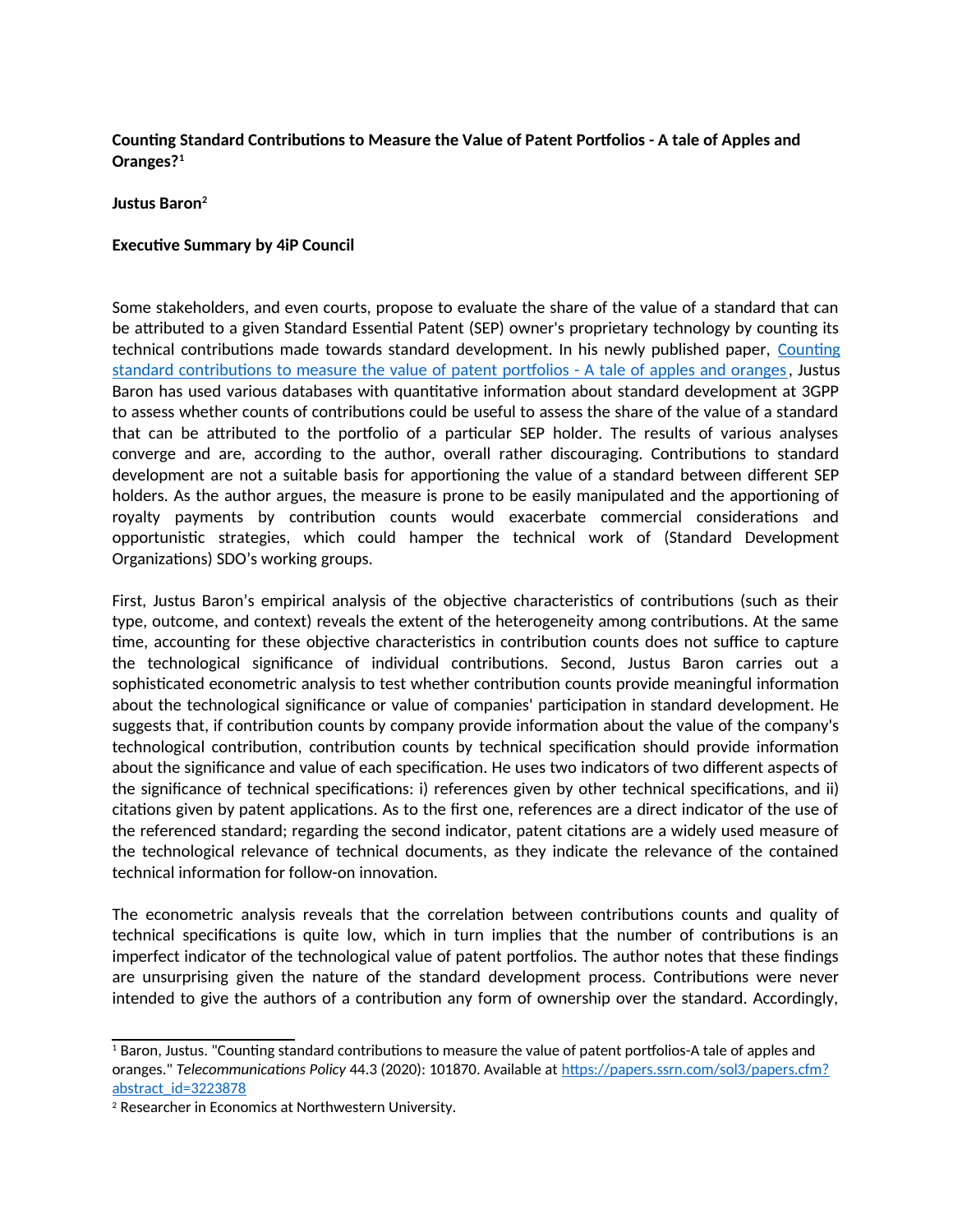**Counting Standard Contributions to Measure the Value of Patent Portfolios - A tale of Apples and Oranges?**[1]

**Justus Baron**[2]

**Executive Summary by 4iP Council**

Some stakeholders, and even courts, propose to evaluate the share of the value of a standard that can be attributed to a given Standard Essential Patent (SEP) owner's proprietary technology by counting its technical contributions made towards standard development. In his newly published paper, [Counting standard contributions to measure the value of patent portfolios - A tale of apples and oranges](https://papers.ssrn.com/sol3/papers.cfm?abstract_id=3223878), Justus Baron has used various databases with quantitative information about standard development at 3GPP to assess whether counts of contributions could be useful to assess the share of the value of a standard that can be attributed to the portfolio of a particular SEP holder. The results of various analyses converge and are, according to the author, overall rather discouraging. Contributions to standard development are not a suitable basis for apportioning the value of a standard between different SEP holders. As the author argues, the measure is prone to be easily manipulated and the apportioning of royalty payments by contribution counts would exacerbate commercial considerations and opportunistic strategies, which could hamper the technical work of (Standard Development Organizations) SDO's working groups.

First, Justus Baron's empirical analysis of the objective characteristics of contributions (such as their type, outcome, and context) reveals the extent of the heterogeneity among contributions. At the same time, accounting for these objective characteristics in contribution counts does not suffice to capture the technological significance of individual contributions. Second, Justus Baron carries out a sophisticated econometric analysis to test whether contribution counts provide meaningful information about the technological significance or value of companies' participation in standard development. He suggests that, if contribution counts by company provide information about the value of the company's technological contribution, contribution counts by technical specification should provide information about the significance and value of each specification. He uses two indicators of two different aspects of the significance of technical specifications: i) references given by other technical specifications, and ii) citations given by patent applications. As to the first one, references are a direct indicator of the use of the referenced standard; regarding the second indicator, patent citations are a widely used measure of the technological relevance of technical documents, as they indicate the relevance of the contained technical information for follow-on innovation.

The econometric analysis reveals that the correlation between contributions counts and quality of technical specifications is quite low, which in turn implies that the number of contributions is an imperfect indicator of the technological value of patent portfolios. The author notes that these findings are unsurprising given the nature of the standard development process. Contributions were never intended to give the authors of a contribution any form of ownership over the standard. Accordingly,

---

[1] Baron, Justus. "Counting standard contributions to measure the value of patent portfolios-A tale of apples and oranges." *Telecommunications Policy* 44.3 (2020): 101870. Available at https://papers.ssrn.com/sol3/papers.cfm?abstract_id=3223878

[2] Researcher in Economics at Northwestern University.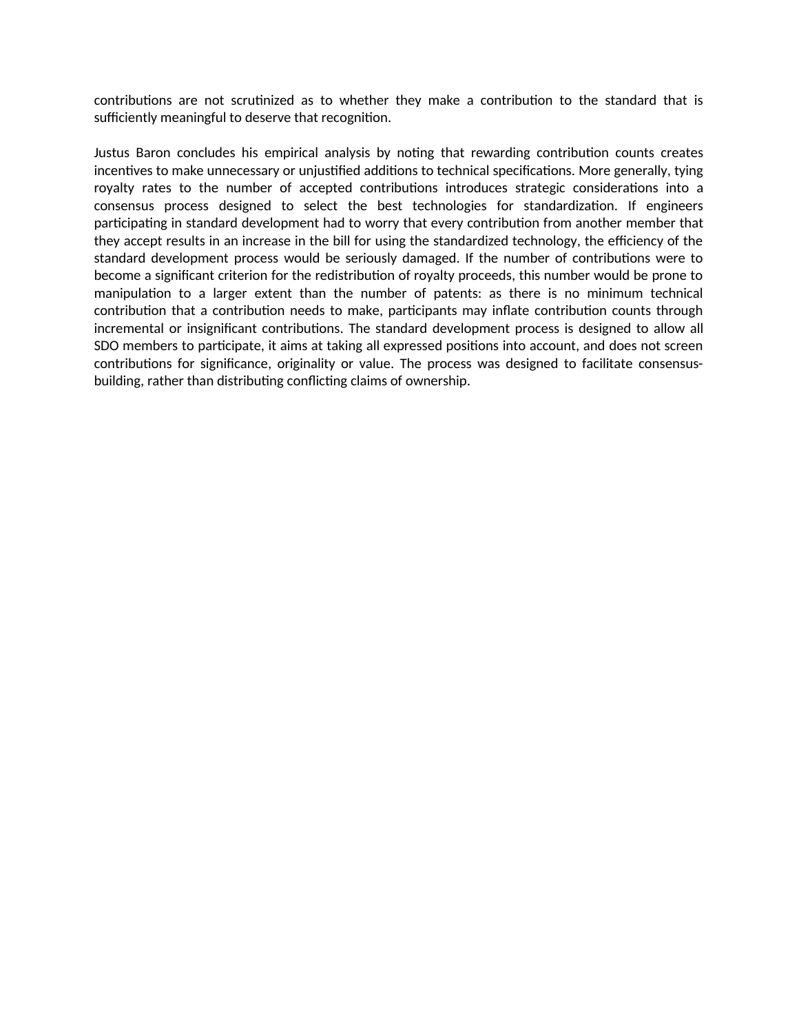contributions are not scrutinized as to whether they make a contribution to the standard that is sufficiently meaningful to deserve that recognition.

Justus Baron concludes his empirical analysis by noting that rewarding contribution counts creates incentives to make unnecessary or unjustified additions to technical specifications. More generally, tying royalty rates to the number of accepted contributions introduces strategic considerations into a consensus process designed to select the best technologies for standardization. If engineers participating in standard development had to worry that every contribution from another member that they accept results in an increase in the bill for using the standardized technology, the efficiency of the standard development process would be seriously damaged. If the number of contributions were to become a significant criterion for the redistribution of royalty proceeds, this number would be prone to manipulation to a larger extent than the number of patents: as there is no minimum technical contribution that a contribution needs to make, participants may inflate contribution counts through incremental or insignificant contributions. The standard development process is designed to allow all SDO members to participate, it aims at taking all expressed positions into account, and does not screen contributions for significance, originality or value. The process was designed to facilitate consensus-building, rather than distributing conflicting claims of ownership.